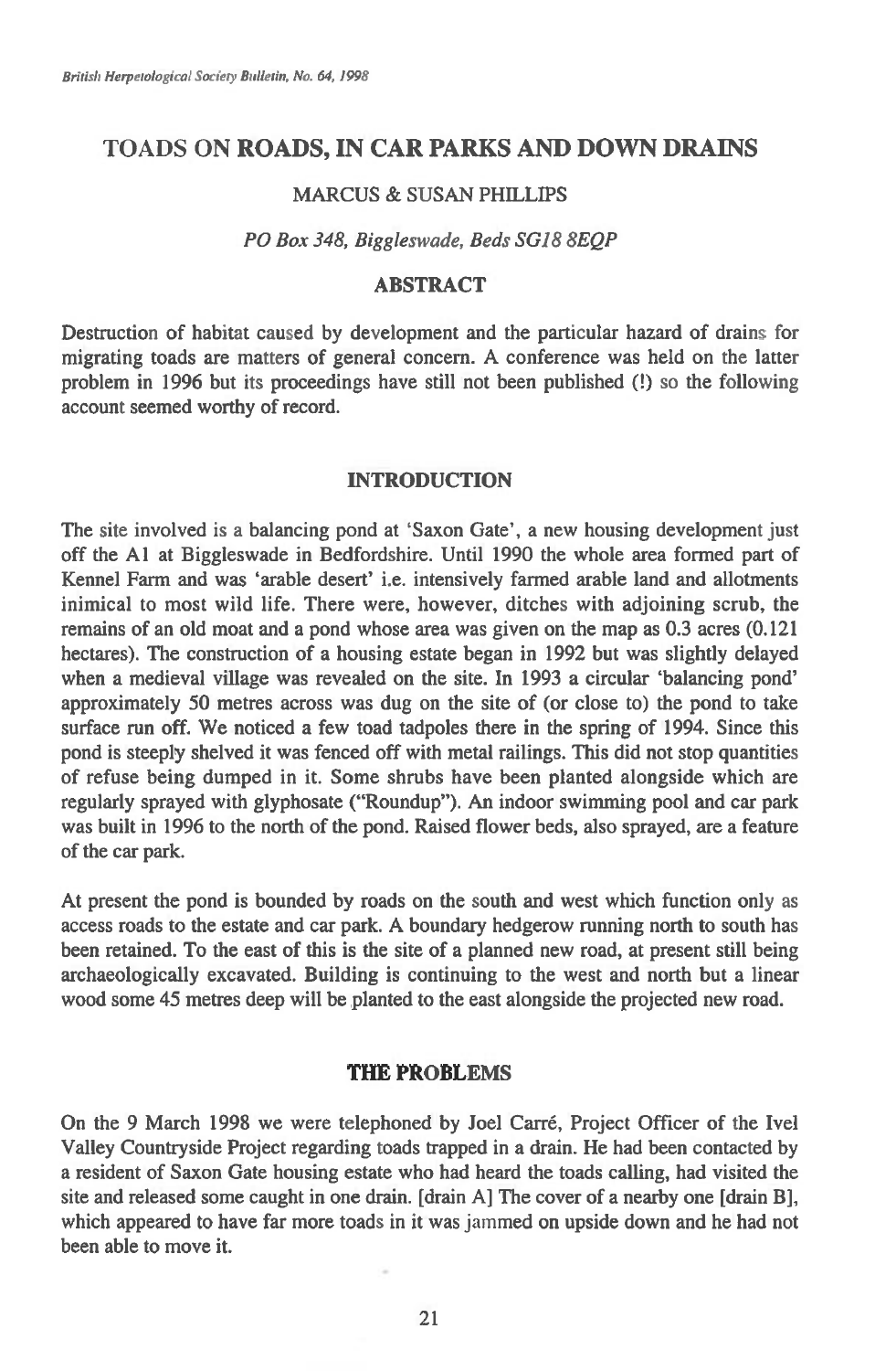# TOADS ON ROADS, IN CAR PARKS AND DOWN DRAINS

MARCUS & SUSAN PHILLIPS

*PO Box 348, Biggleswade, Beds SG18 8EQP*

## ABSTRACT

Destruction of habitat caused by development and the particular hazard of drains for migrating toads are matters of general concern. A conference was held on the latter problem in 1996 but its proceedings have still not been published (!) so the following account seemed worthy of record.

## INTRODUCTION

The site involved is a balancing pond at 'Saxon Gate', a new housing development just off the A1 at Biggleswade in Bedfordshire. Until 1990 the whole area formed part of Kennel Farm and was 'arable desert' i.e. intensively farmed arable land and allotments inimical to most wild life. There were, however, ditches with adjoining scrub, the remains of an old moat and a pond whose area was given on the map as 0.3 acres (0.121 hectares). The construction of a housing estate began in 1992 but was slightly delayed when a medieval village was revealed on the site. In 1993 a circular 'balancing pond' approximately 50 metres across was dug on the site of (or close to) the pond to take surface run off. We noticed a few toad tadpoles there in the spring of 1994. Since this pond is steeply shelved it was fenced off with metal railings. This did not stop quantities of refuse being dumped in it. Some shrubs have been planted alongside which are regularly sprayed with glyphosate ("Roundup"). An indoor swimming pool and car park was built in 1996 to the north of the pond. Raised flower beds, also sprayed, are a feature of the car park.

At present the pond is bounded by roads on the south and west which function only as access roads to the estate and car park. A boundary hedgerow running north to south has been retained. To the east of this is the site of a planned new road, at present still being archaeologically excavated. Building is continuing to the west and north but a linear wood some 45 metres deep will be planted to the east alongside the projected new road.

## THE PROBLEMS

On the 9 March 1998 we were telephoned by Joel Carré, Project Officer of the Ivel Valley Countryside Project regarding toads trapped in a drain. He had been contacted by a resident of Saxon Gate housing estate who had heard the toads calling, had visited the site and released some caught in one drain. [drain A] The cover of a nearby one [drain B], which appeared to have far more toads in it was jammed on upside down and he had not been able to move it.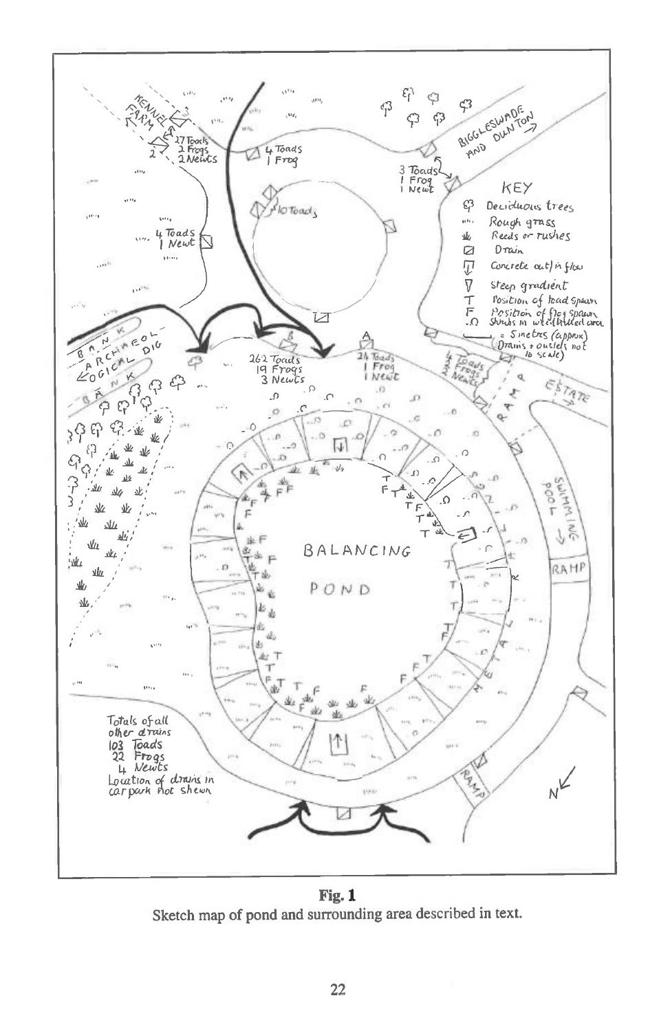**Fig. 1**
Sketch map of pond and surrounding area described in text.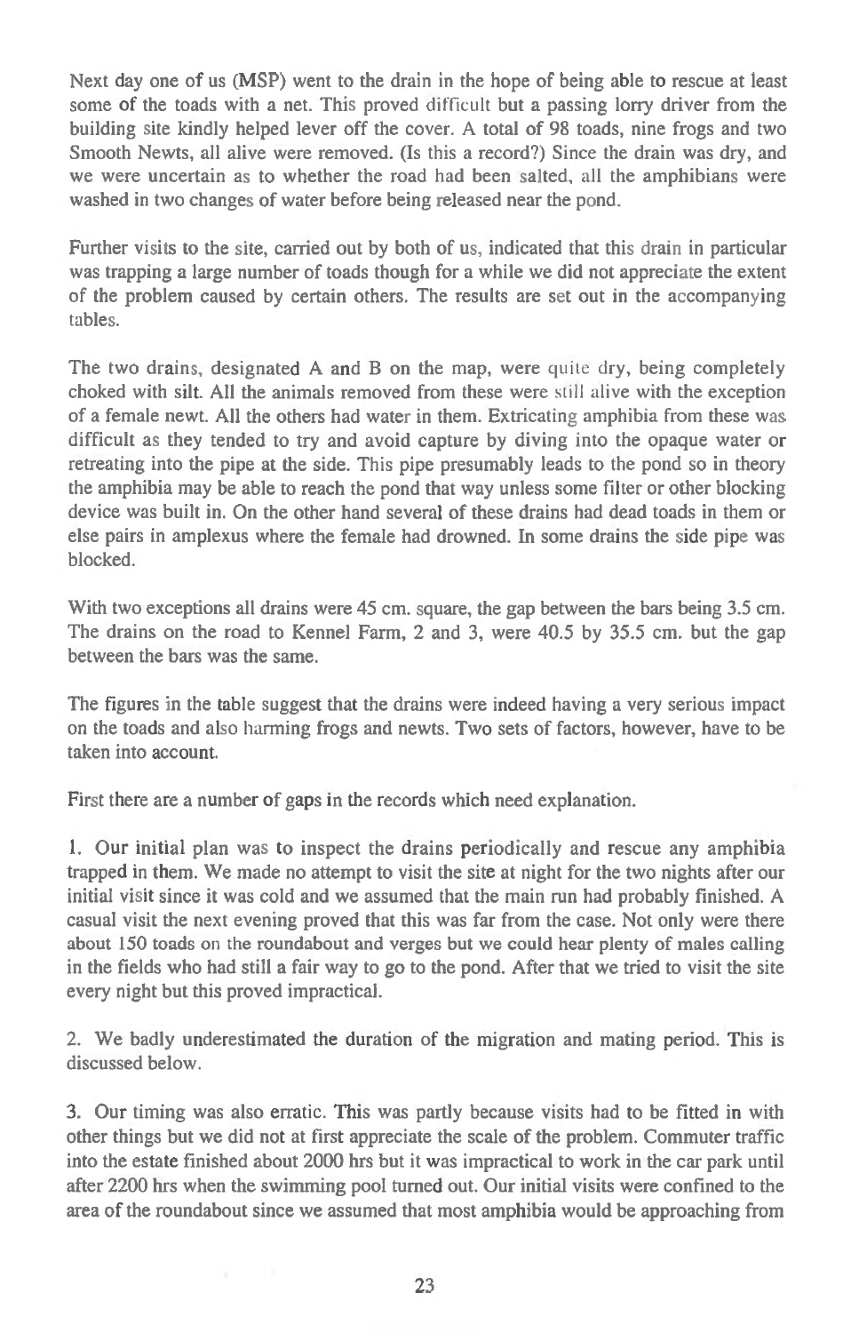Next day one of us (MSP) went to the drain in the hope of being able to rescue at least some of the toads with a net. This proved difficult but a passing lorry driver from the building site kindly helped lever off the cover. A total of 98 toads, nine frogs and two Smooth Newts, all alive were removed. (Is this a record?) Since the drain was dry, and we were uncertain as to whether the road had been salted, all the amphibians were washed in two changes of water before being released near the pond.

Further visits to the site, carried out by both of us, indicated that this drain in particular was trapping a large number of toads though for a while we did not appreciate the extent of the problem caused by certain others. The results are set out in the accompanying tables.

The two drains, designated A and B on the map, were quite dry, being completely choked with silt. All the animals removed from these were still alive with the exception of a female newt. All the others had water in them. Extricating amphibia from these was difficult as they tended to try and avoid capture by diving into the opaque water or retreating into the pipe at the side. This pipe presumably leads to the pond so in theory the amphibia may be able to reach the pond that way unless some filter or other blocking device was built in. On the other hand several of these drains had dead toads in them or else pairs in amplexus where the female had drowned. In some drains the side pipe was blocked.

With two exceptions all drains were 45 cm. square, the gap between the bars being 3.5 cm. The drains on the road to Kennel Farm, 2 and 3, were 40.5 by 35.5 cm. but the gap between the bars was the same.

The figures in the table suggest that the drains were indeed having a very serious impact on the toads and also harming frogs and newts. Two sets of factors, however, have to be taken into account.

First there are a number of gaps in the records which need explanation.

1. Our initial plan was to inspect the drains periodically and rescue any amphibia trapped in them. We made no attempt to visit the site at night for the two nights after our initial visit since it was cold and we assumed that the main run had probably finished. A casual visit the next evening proved that this was far from the case. Not only were there about 150 toads on the roundabout and verges but we could hear plenty of males calling in the fields who had still a fair way to go to the pond. After that we tried to visit the site every night but this proved impractical.

2. We badly underestimated the duration of the migration and mating period. This is discussed below.

3. Our timing was also erratic. This was partly because visits had to be fitted in with other things but we did not at first appreciate the scale of the problem. Commuter traffic into the estate finished about 2000 hrs but it was impractical to work in the car park until after 2200 hrs when the swimming pool turned out. Our initial visits were confined to the area of the roundabout since we assumed that most amphibia would be approaching from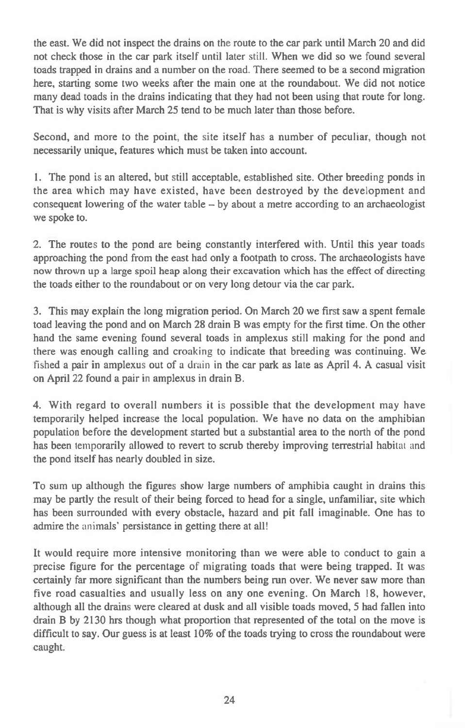the east. We did not inspect the drains on the route to the car park until March 20 and did not check those in the car park itself until later still. When we did so we found several toads trapped in drains and a number on the road. There seemed to be a second migration here, starting some two weeks after the main one at the roundabout. We did not notice many dead toads in the drains indicating that they had not been using that route for long. That is why visits after March 25 tend to be much later than those before.

Second, and more to the point, the site itself has a number of peculiar, though not necessarily unique, features which must be taken into account.

1. The pond is an altered, but still acceptable, established site. Other breeding ponds in the area which may have existed, have been destroyed by the development and consequent lowering of the water table – by about a metre according to an archaeologist we spoke to.

2. The routes to the pond are being constantly interfered with. Until this year toads approaching the pond from the east had only a footpath to cross. The archaeologists have now thrown up a large spoil heap along their excavation which has the effect of directing the toads either to the roundabout or on very long detour via the car park.

3. This may explain the long migration period. On March 20 we first saw a spent female toad leaving the pond and on March 28 drain B was empty for the first time. On the other hand the same evening found several toads in amplexus still making for the pond and there was enough calling and croaking to indicate that breeding was continuing. We fished a pair in amplexus out of a drain in the car park as late as April 4. A casual visit on April 22 found a pair in amplexus in drain B.

4. With regard to overall numbers it is possible that the development may have temporarily helped increase the local population. We have no data on the amphibian population before the development started but a substantial area to the north of the pond has been temporarily allowed to revert to scrub thereby improving terrestrial habitat and the pond itself has nearly doubled in size.

To sum up although the figures show large numbers of amphibia caught in drains this may be partly the result of their being forced to head for a single, unfamiliar, site which has been surrounded with every obstacle, hazard and pit fall imaginable. One has to admire the animals' persistance in getting there at all!

It would require more intensive monitoring than we were able to conduct to gain a precise figure for the percentage of migrating toads that were being trapped. It was certainly far more significant than the numbers being run over. We never saw more than five road casualties and usually less on any one evening. On March 18, however, although all the drains were cleared at dusk and all visible toads moved, 5 had fallen into drain B by 2130 hrs though what proportion that represented of the total on the move is difficult to say. Our guess is at least 10% of the toads trying to cross the roundabout were caught.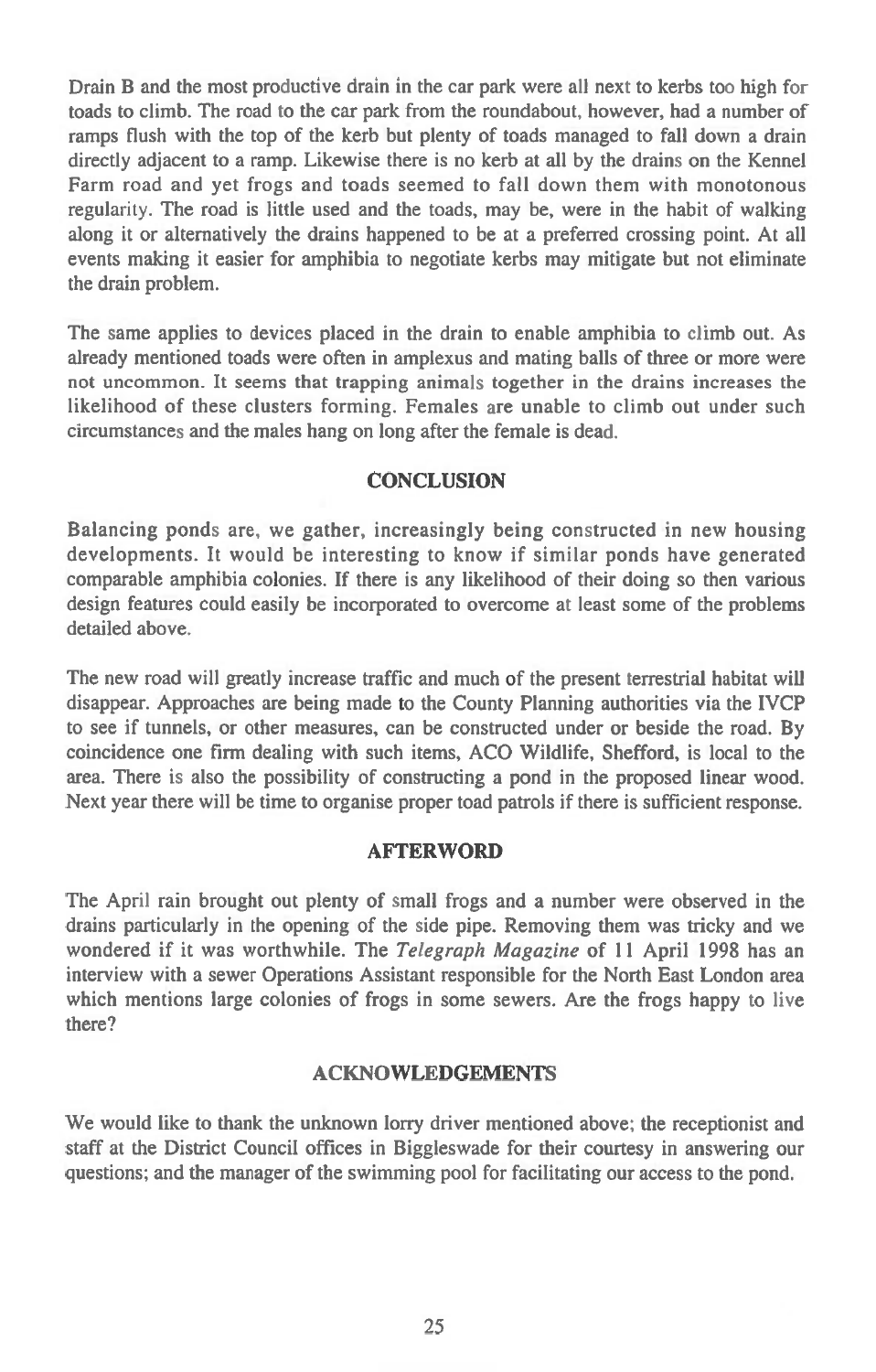Drain B and the most productive drain in the car park were all next to kerbs too high for toads to climb. The road to the car park from the roundabout, however, had a number of ramps flush with the top of the kerb but plenty of toads managed to fall down a drain directly adjacent to a ramp. Likewise there is no kerb at all by the drains on the Kennel Farm road and yet frogs and toads seemed to fall down them with monotonous regularity. The road is little used and the toads, may be, were in the habit of walking along it or alternatively the drains happened to be at a preferred crossing point. At all events making it easier for amphibia to negotiate kerbs may mitigate but not eliminate the drain problem.

The same applies to devices placed in the drain to enable amphibia to climb out. As already mentioned toads were often in amplexus and mating balls of three or more were not uncommon. It seems that trapping animals together in the drains increases the likelihood of these clusters forming. Females are unable to climb out under such circumstances and the males hang on long after the female is dead.

## CONCLUSION

Balancing ponds are, we gather, increasingly being constructed in new housing developments. It would be interesting to know if similar ponds have generated comparable amphibia colonies. If there is any likelihood of their doing so then various design features could easily be incorporated to overcome at least some of the problems detailed above.

The new road will greatly increase traffic and much of the present terrestrial habitat will disappear. Approaches are being made to the County Planning authorities via the IVCP to see if tunnels, or other measures, can be constructed under or beside the road. By coincidence one firm dealing with such items, ACO Wildlife, Shefford, is local to the area. There is also the possibility of constructing a pond in the proposed linear wood. Next year there will be time to organise proper toad patrols if there is sufficient response.

## AFTERWORD

The April rain brought out plenty of small frogs and a number were observed in the drains particularly in the opening of the side pipe. Removing them was tricky and we wondered if it was worthwhile. The *Telegraph Magazine* of 11 April 1998 has an interview with a sewer Operations Assistant responsible for the North East London area which mentions large colonies of frogs in some sewers. Are the frogs happy to live there?

## ACKNOWLEDGEMENTS

We would like to thank the unknown lorry driver mentioned above; the receptionist and staff at the District Council offices in Biggleswade for their courtesy in answering our questions; and the manager of the swimming pool for facilitating our access to the pond.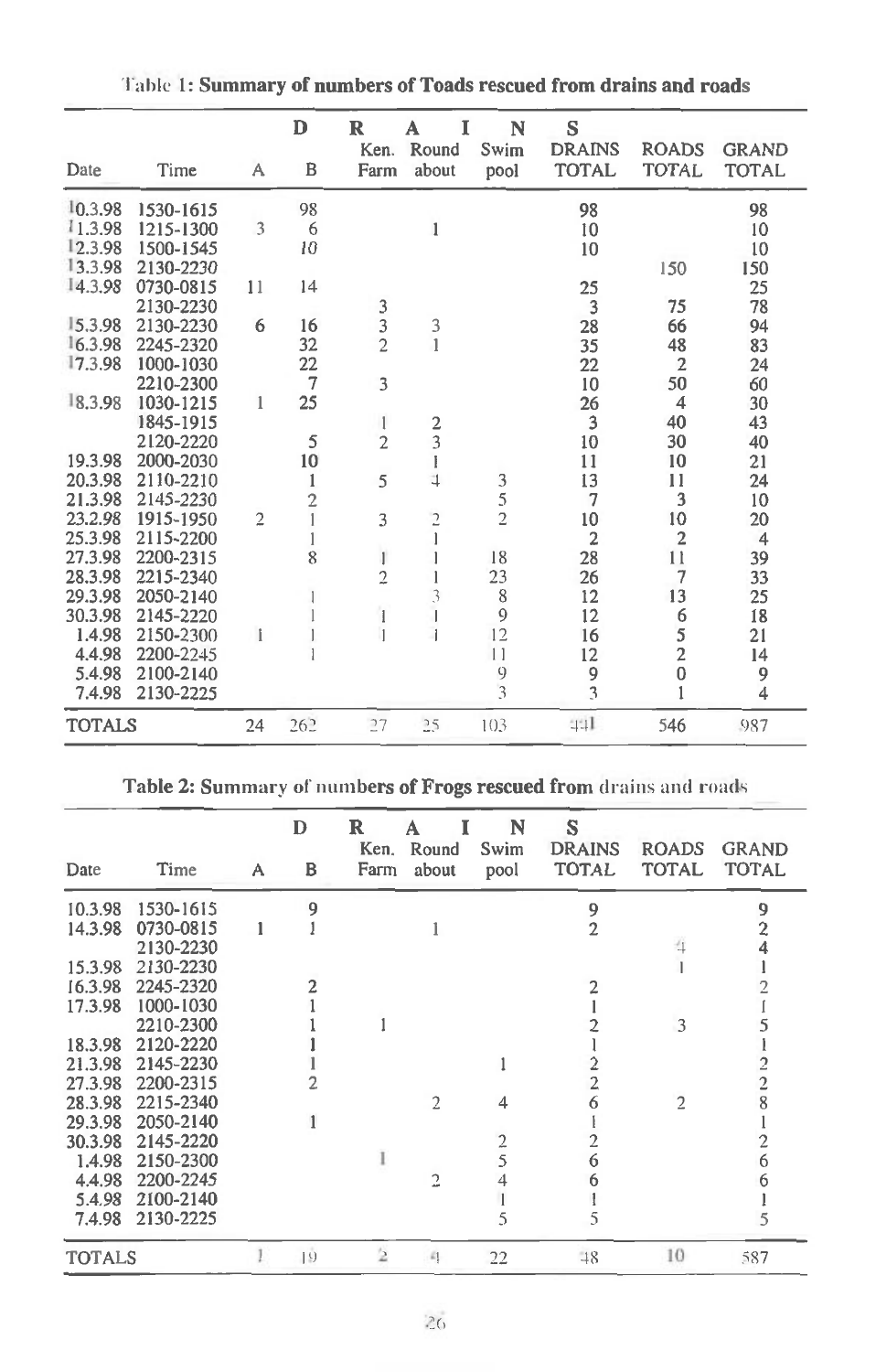**Table 1: Summary of numbers of Toads rescued from drains and roads**

| | | DRAINS | | | | | | | |
|---|---|---|---|---|---|---|---|---|---|
| Date | Time | A | B | Ken. Farm | Round about | Swim pool | DRAINS TOTAL | ROADS TOTAL | GRAND TOTAL |
| 10.3.98 | 1530-1615 | | 98 | | | | 98 | | 98 |
| 11.3.98 | 1215-1300 | 3 | 6 | | 1 | | 10 | | 10 |
| 12.3.98 | 1500-1545 | | 10 | | | | 10 | | 10 |
| 13.3.98 | 2130-2230 | | | | | | | 150 | 150 |
| 14.3.98 | 0730-0815 | 11 | 14 | | | | 25 | | 25 |
| | 2130-2230 | | | 3 | | | 3 | 75 | 78 |
| 15.3.98 | 2130-2230 | 6 | 16 | 3 | 3 | | 28 | 66 | 94 |
| 16.3.98 | 2245-2320 | | 32 | 2 | 1 | | 35 | 48 | 83 |
| 17.3.98 | 1000-1030 | | 22 | | | | 22 | 2 | 24 |
| | 2210-2300 | | 7 | 3 | | | 10 | 50 | 60 |
| 18.3.98 | 1030-1215 | 1 | 25 | | | | 26 | 4 | 30 |
| | 1845-1915 | | | 1 | 2 | | 3 | 40 | 43 |
| | 2120-2220 | | 5 | 2 | 3 | | 10 | 30 | 40 |
| 19.3.98 | 2000-2030 | | 10 | | 1 | | 11 | 10 | 21 |
| 20.3.98 | 2110-2210 | | 1 | 5 | 4 | 3 | 13 | 11 | 24 |
| 21.3.98 | 2145-2230 | | 2 | | | 5 | 7 | 3 | 10 |
| 23.2.98 | 1915-1950 | 2 | 1 | 3 | 2 | 2 | 10 | 10 | 20 |
| 25.3.98 | 2115-2200 | | 1 | | 1 | | 2 | 2 | 4 |
| 27.3.98 | 2200-2315 | | 8 | 1 | 1 | 18 | 28 | 11 | 39 |
| 28.3.98 | 2215-2340 | | | 2 | 1 | 23 | 26 | 7 | 33 |
| 29.3.98 | 2050-2140 | | 1 | | 3 | 8 | 12 | 13 | 25 |
| 30.3.98 | 2145-2220 | | 1 | 1 | 1 | 9 | 12 | 6 | 18 |
| 1.4.98 | 2150-2300 | 1 | 1 | 1 | 1 | 12 | 16 | 5 | 21 |
| 4.4.98 | 2200-2245 | | 1 | | | 11 | 12 | 2 | 14 |
| 5.4.98 | 2100-2140 | | | | | 9 | 9 | 0 | 9 |
| 7.4.98 | 2130-2225 | | | | | 3 | 3 | 1 | 4 |
| **TOTALS** | | 24 | 262 | 27 | 25 | 103 | 441 | 546 | 987 |

**Table 2: Summary of numbers of Frogs rescued from drains and roads**

| | | DRAINS | | | | | | | |
|---|---|---|---|---|---|---|---|---|---|
| Date | Time | A | B | Ken. Farm | Round about | Swim pool | DRAINS TOTAL | ROADS TOTAL | GRAND TOTAL |
| 10.3.98 | 1530-1615 | | 9 | | | | 9 | | 9 |
| 14.3.98 | 0730-0815 | 1 | 1 | | 1 | | 2 | | 2 |
| | 2130-2230 | | | | | | | 4 | 4 |
| 15.3.98 | 2130-2230 | | | | | | | 1 | 1 |
| 16.3.98 | 2245-2320 | | 2 | | | | 2 | | 2 |
| 17.3.98 | 1000-1030 | | 1 | | | | 1 | | 1 |
| | 2210-2300 | | 1 | 1 | | | 2 | 3 | 5 |
| 18.3.98 | 2120-2220 | | 1 | | | | 1 | | 1 |
| 21.3.98 | 2145-2230 | | 1 | | | 1 | 2 | | 2 |
| 27.3.98 | 2200-2315 | | 2 | | | | 2 | | 2 |
| 28.3.98 | 2215-2340 | | | | 2 | 4 | 6 | 2 | 8 |
| 29.3.98 | 2050-2140 | | 1 | | | | 1 | | 1 |
| 30.3.98 | 2145-2220 | | | | | 2 | 2 | | 2 |
| 1.4.98 | 2150-2300 | | | 1 | | 5 | 6 | | 6 |
| 4.4.98 | 2200-2245 | | | | 2 | 4 | 6 | | 6 |
| 5.4.98 | 2100-2140 | | | | | 1 | 1 | | 1 |
| 7.4.98 | 2130-2225 | | | | | 5 | 5 | | 5 |
| **TOTALS** | | 1 | 19 | 2 | 4 | 22 | 48 | 10 | 587 |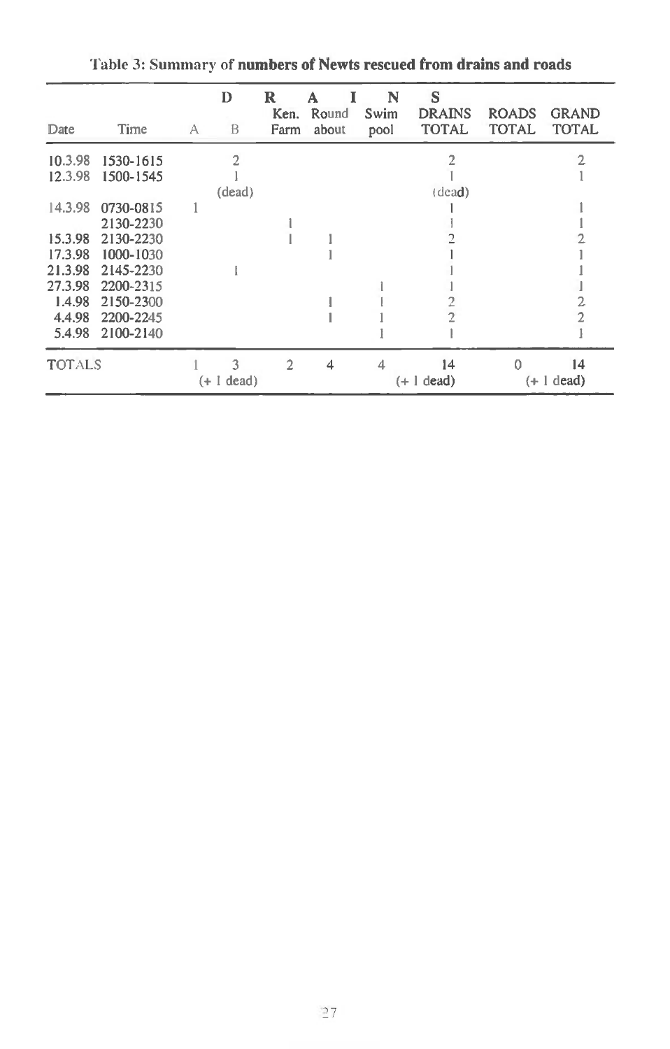**Table 3: Summary of numbers of Newts rescued from drains and roads**

| | | D | R | A | I | N | S | | |
|---|---|---|---|---|---|---|---|---|---|
| Date | Time | A | B | Ken. Farm | Round about | Swim pool | DRAINS TOTAL | ROADS TOTAL | GRAND TOTAL |
| 10.3.98 | 1530-1615 | | 2 | | | | 2 | | 2 |
| 12.3.98 | 1500-1545 | | 1 (dead) | | | | 1 (dead) | | 1 |
| 14.3.98 | 0730-0815 | 1 | | | | | 1 | | 1 |
| | 2130-2230 | | | 1 | | | 1 | | 1 |
| 15.3.98 | 2130-2230 | | | 1 | 1 | | 2 | | 2 |
| 17.3.98 | 1000-1030 | | | | 1 | | 1 | | 1 |
| 21.3.98 | 2145-2230 | | 1 | | | | 1 | | 1 |
| 27.3.98 | 2200-2315 | | | | | 1 | 1 | | 1 |
| 1.4.98 | 2150-2300 | | | | 1 | 1 | 2 | | 2 |
| 4.4.98 | 2200-2245 | | | | 1 | 1 | 2 | | 2 |
| 5.4.98 | 2100-2140 | | | | | 1 | 1 | | 1 |
| TOTALS | | 1 | 3 (+ 1 dead) | 2 | 4 | 4 | 14 (+ 1 dead) | 0 | 14 (+ 1 dead) |